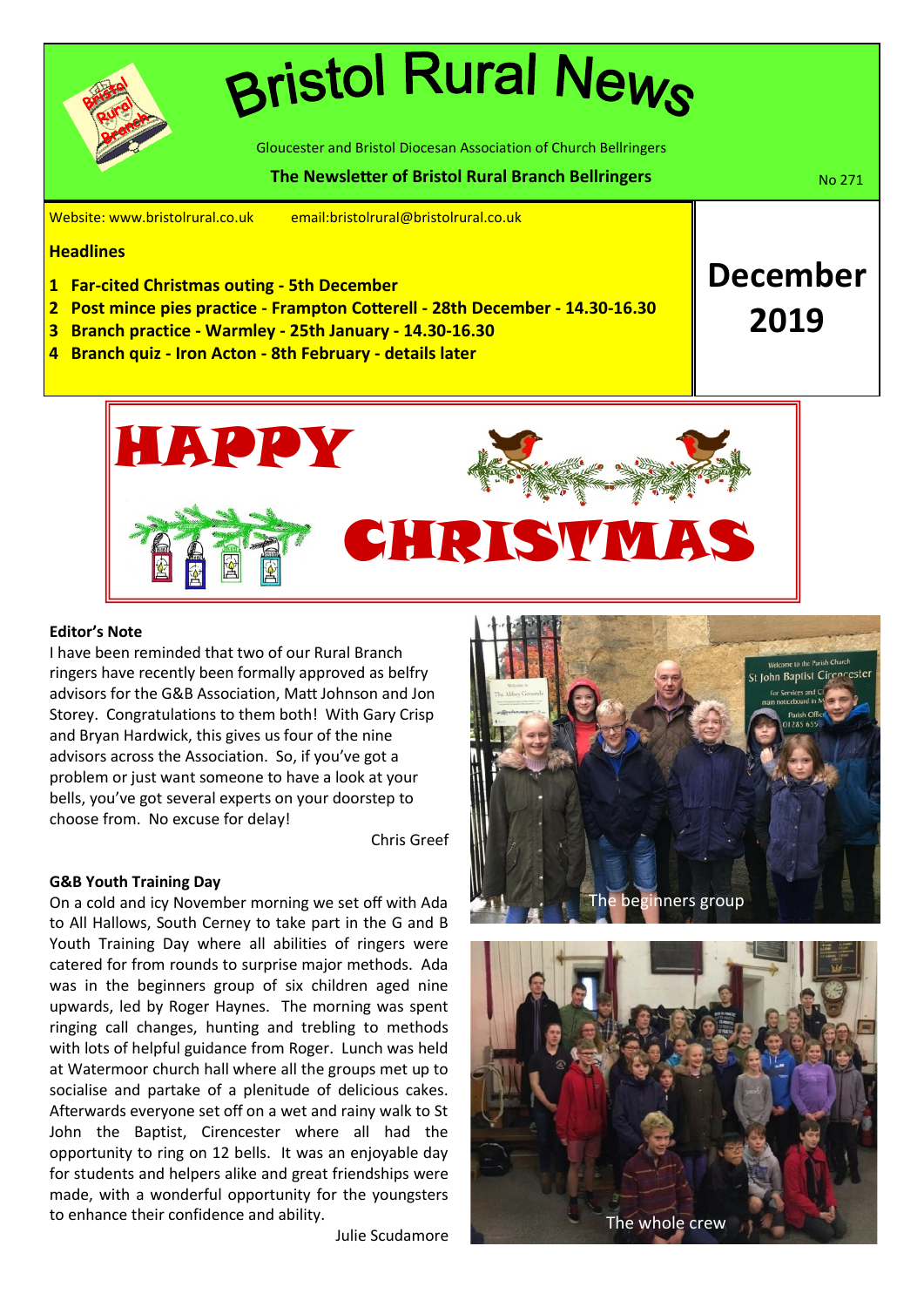# Bristol Rural News

Gloucester and Bristol Diocesan Association of Church Bellringers

**The Newsletter of Bristol Rural Branch Bellringers**

No 271

Website: www.bristolrural.co.uk email:bristolrural@bristolrural.co.uk

**December 2019**

## Headlines

1. **Far-cited Christmas outing - 5th December**
2. **Post mince pies practice - Frampton Cotterell - 28th December - 14.30-16.30**
3. **Branch practice - Warmley - 25th January - 14.30-16.30**
4. **Branch quiz - Iron Acton - 8th February - details later**

**HAPPY CHRISTMAS**

### Editor's Note

I have been reminded that two of our Rural Branch ringers have recently been formally approved as belfry advisors for the G&B Association, Matt Johnson and Jon Storey. Congratulations to them both! With Gary Crisp and Bryan Hardwick, this gives us four of the nine advisors across the Association. So, if you've got a problem or just want someone to have a look at your bells, you've got several experts on your doorstep to choose from. No excuse for delay!

Chris Greef

### G&B Youth Training Day

On a cold and icy November morning we set off with Ada to All Hallows, South Cerney to take part in the G and B Youth Training Day where all abilities of ringers were catered for from rounds to surprise major methods. Ada was in the beginners group of six children aged nine upwards, led by Roger Haynes. The morning was spent ringing call changes, hunting and trebling to methods with lots of helpful guidance from Roger. Lunch was held at Watermoor church hall where all the groups met up to socialise and partake of a plenitude of delicious cakes. Afterwards everyone set off on a wet and rainy walk to St John the Baptist, Cirencester where all had the opportunity to ring on 12 bells. It was an enjoyable day for students and helpers alike and great friendships were made, with a wonderful opportunity for the youngsters to enhance their confidence and ability.

Julie Scudamore

The beginners group

The whole crew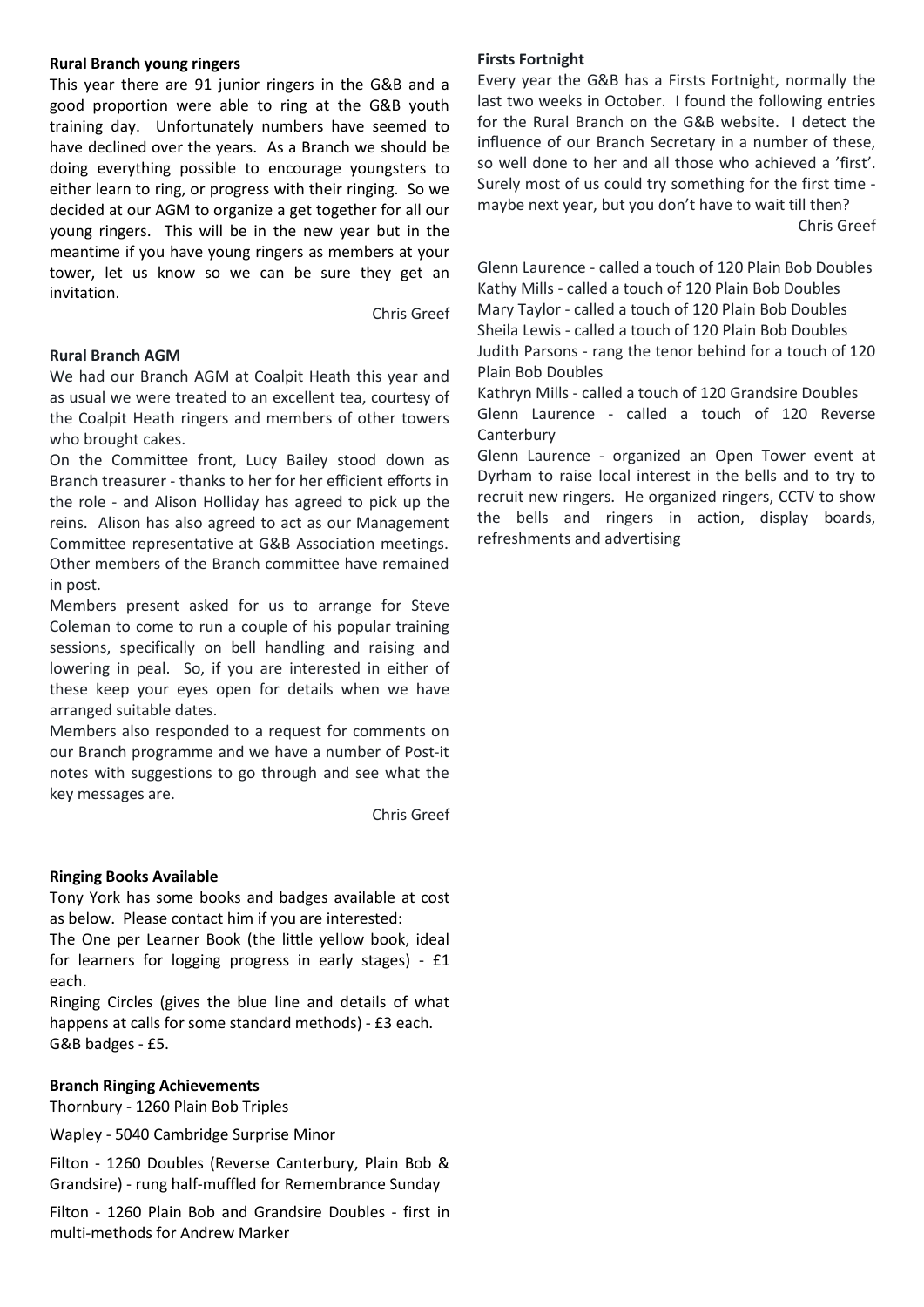## Rural Branch young ringers

This year there are 91 junior ringers in the G&B and a good proportion were able to ring at the G&B youth training day. Unfortunately numbers have seemed to have declined over the years. As a Branch we should be doing everything possible to encourage youngsters to either learn to ring, or progress with their ringing. So we decided at our AGM to organize a get together for all our young ringers. This will be in the new year but in the meantime if you have young ringers as members at your tower, let us know so we can be sure they get an invitation.

Chris Greef

## Rural Branch AGM

We had our Branch AGM at Coalpit Heath this year and as usual we were treated to an excellent tea, courtesy of the Coalpit Heath ringers and members of other towers who brought cakes.

On the Committee front, Lucy Bailey stood down as Branch treasurer - thanks to her for her efficient efforts in the role - and Alison Holliday has agreed to pick up the reins. Alison has also agreed to act as our Management Committee representative at G&B Association meetings. Other members of the Branch committee have remained in post.

Members present asked for us to arrange for Steve Coleman to come to run a couple of his popular training sessions, specifically on bell handling and raising and lowering in peal. So, if you are interested in either of these keep your eyes open for details when we have arranged suitable dates.

Members also responded to a request for comments on our Branch programme and we have a number of Post-it notes with suggestions to go through and see what the key messages are.

Chris Greef

## Ringing Books Available

Tony York has some books and badges available at cost as below. Please contact him if you are interested:

The One per Learner Book (the little yellow book, ideal for learners for logging progress in early stages) - £1 each.

Ringing Circles (gives the blue line and details of what happens at calls for some standard methods) - £3 each.

G&B badges - £5.

## Branch Ringing Achievements

Thornbury - 1260 Plain Bob Triples

Wapley - 5040 Cambridge Surprise Minor

Filton - 1260 Doubles (Reverse Canterbury, Plain Bob & Grandsire) - rung half-muffled for Remembrance Sunday

Filton - 1260 Plain Bob and Grandsire Doubles - first in multi-methods for Andrew Marker

## Firsts Fortnight

Every year the G&B has a Firsts Fortnight, normally the last two weeks in October. I found the following entries for the Rural Branch on the G&B website. I detect the influence of our Branch Secretary in a number of these, so well done to her and all those who achieved a 'first'. Surely most of us could try something for the first time - maybe next year, but you don't have to wait till then?

Chris Greef

Glenn Laurence - called a touch of 120 Plain Bob Doubles
Kathy Mills - called a touch of 120 Plain Bob Doubles
Mary Taylor - called a touch of 120 Plain Bob Doubles
Sheila Lewis - called a touch of 120 Plain Bob Doubles
Judith Parsons - rang the tenor behind for a touch of 120 Plain Bob Doubles
Kathryn Mills - called a touch of 120 Grandsire Doubles
Glenn Laurence - called a touch of 120 Reverse Canterbury
Glenn Laurence - organized an Open Tower event at Dyrham to raise local interest in the bells and to try to recruit new ringers. He organized ringers, CCTV to show the bells and ringers in action, display boards, refreshments and advertising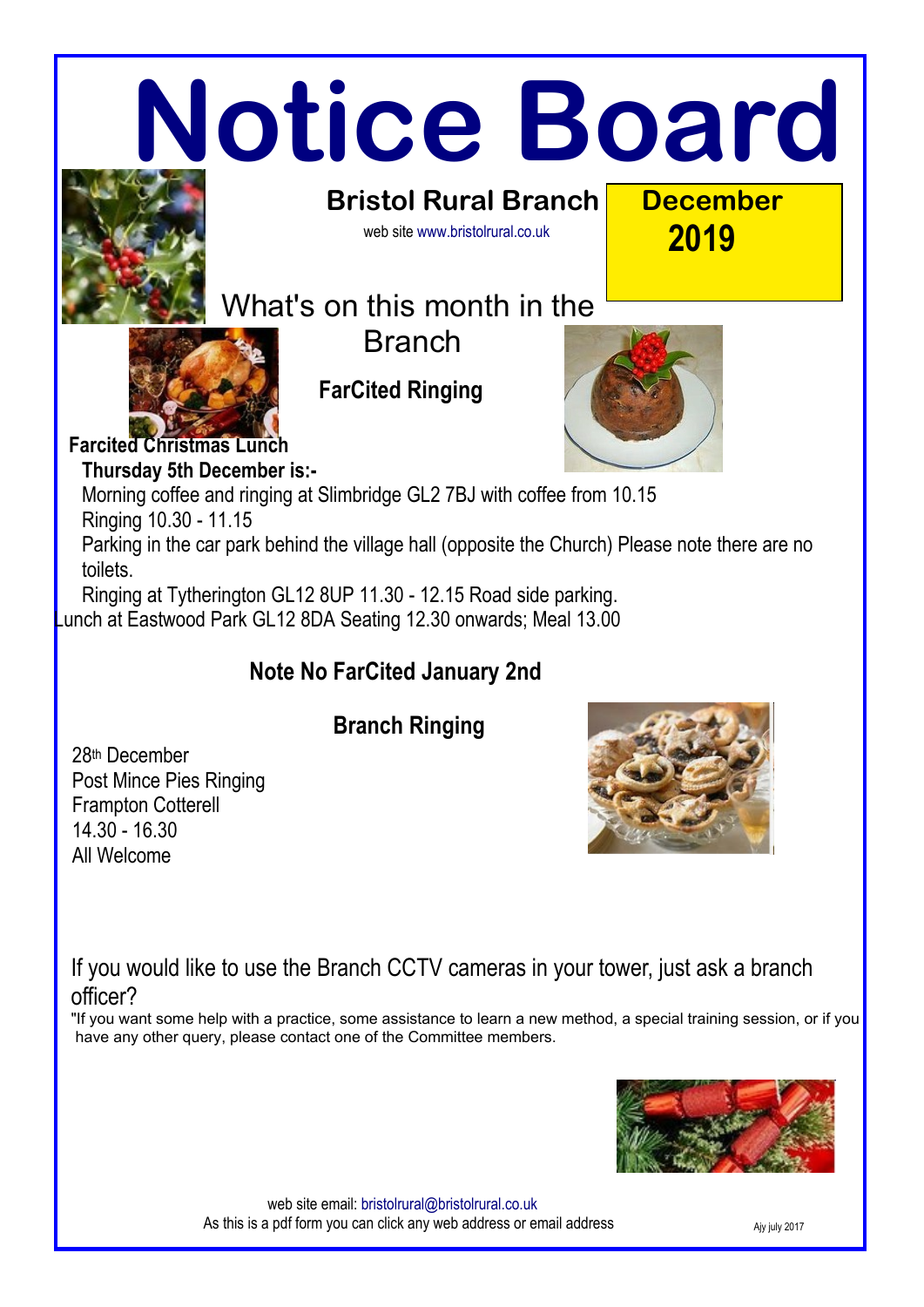# Notice Board

## Bristol Rural Branch

web site www.bristolrural.co.uk

**December 2019**

## What's on this month in the Branch

### FarCited Ringing

**Farcited Christmas Lunch**

**Thursday 5th December is:-**

Morning coffee and ringing at Slimbridge GL2 7BJ with coffee from 10.15

Ringing 10.30 - 11.15

Parking in the car park behind the village hall (opposite the Church) Please note there are no toilets.

Ringing at Tytherington GL12 8UP 11.30 - 12.15 Road side parking.

Lunch at Eastwood Park GL12 8DA Seating 12.30 onwards; Meal 13.00

**Note No FarCited January 2nd**

### Branch Ringing

28th December
Post Mince Pies Ringing
Frampton Cotterell
14.30 - 16.30
All Welcome

If you would like to use the Branch CCTV cameras in your tower, just ask a branch officer?

"If you want some help with a practice, some assistance to learn a new method, a special training session, or if you have any other query, please contact one of the Committee members.

web site email: bristolrural@bristolrural.co.uk
As this is a pdf form you can click any web address or email address

Ajy july 2017